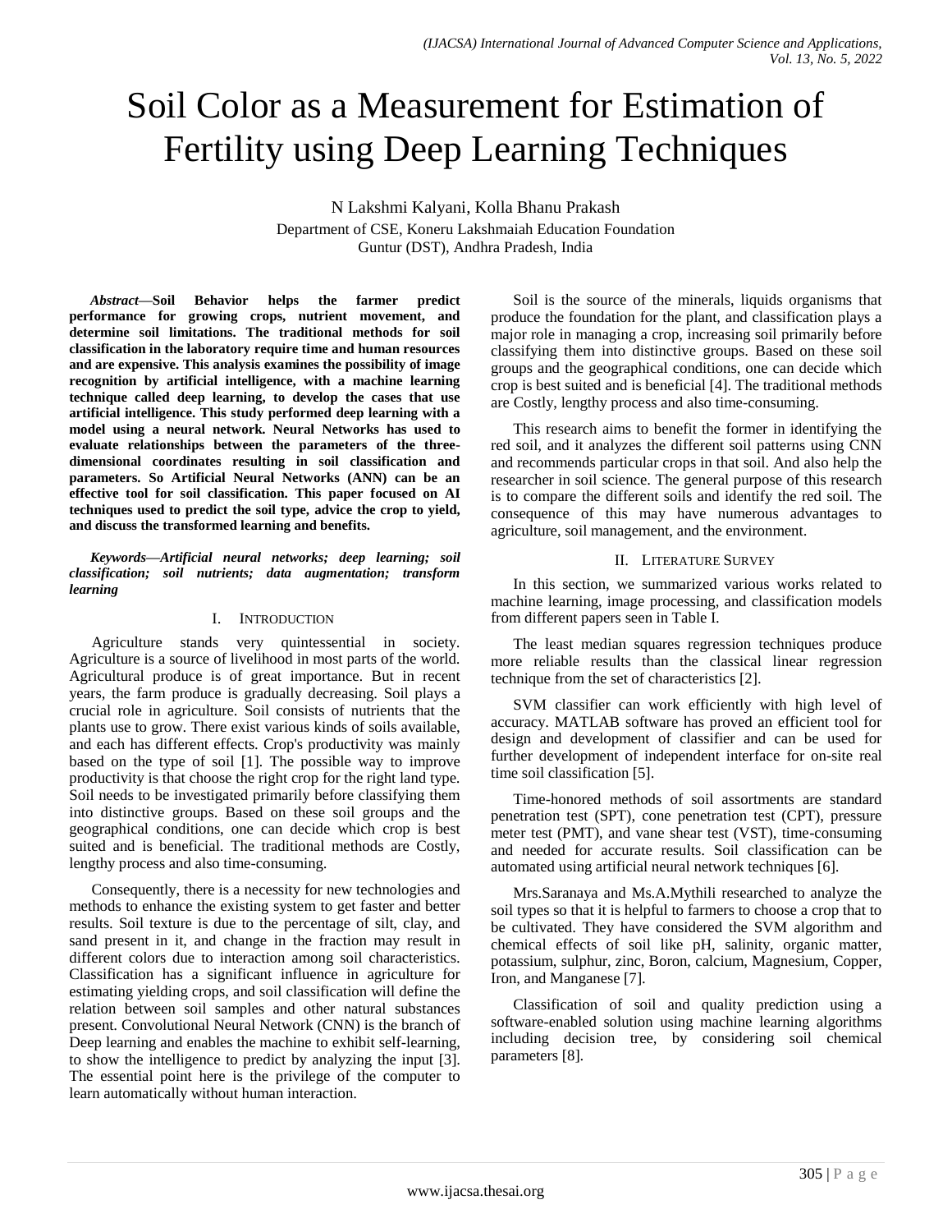# Soil Color as a Measurement for Estimation of Fertility using Deep Learning Techniques

N Lakshmi Kalyani, Kolla Bhanu Prakash

Department of CSE, Koneru Lakshmaiah Education Foundation
Guntur (DST), Andhra Pradesh, India

***Abstract*—Soil Behavior helps the farmer predict performance for growing crops, nutrient movement, and determine soil limitations. The traditional methods for soil classification in the laboratory require time and human resources and are expensive. This analysis examines the possibility of image recognition by artificial intelligence, with a machine learning technique called deep learning, to develop the cases that use artificial intelligence. This study performed deep learning with a model using a neural network. Neural Networks has used to evaluate relationships between the parameters of the three-dimensional coordinates resulting in soil classification and parameters. So Artificial Neural Networks (ANN) can be an effective tool for soil classification. This paper focused on AI techniques used to predict the soil type, advice the crop to yield, and discuss the transformed learning and benefits.**

***Keywords—Artificial neural networks; deep learning; soil classification; soil nutrients; data augmentation; transform learning***

## I. Introduction

Agriculture stands very quintessential in society. Agriculture is a source of livelihood in most parts of the world. Agricultural produce is of great importance. But in recent years, the farm produce is gradually decreasing. Soil plays a crucial role in agriculture. Soil consists of nutrients that the plants use to grow. There exist various kinds of soils available, and each has different effects. Crop's productivity was mainly based on the type of soil [1]. The possible way to improve productivity is that choose the right crop for the right land type. Soil needs to be investigated primarily before classifying them into distinctive groups. Based on these soil groups and the geographical conditions, one can decide which crop is best suited and is beneficial. The traditional methods are Costly, lengthy process and also time-consuming.

Consequently, there is a necessity for new technologies and methods to enhance the existing system to get faster and better results. Soil texture is due to the percentage of silt, clay, and sand present in it, and change in the fraction may result in different colors due to interaction among soil characteristics. Classification has a significant influence in agriculture for estimating yielding crops, and soil classification will define the relation between soil samples and other natural substances present. Convolutional Neural Network (CNN) is the branch of Deep learning and enables the machine to exhibit self-learning, to show the intelligence to predict by analyzing the input [3]. The essential point here is the privilege of the computer to learn automatically without human interaction.

Soil is the source of the minerals, liquids organisms that produce the foundation for the plant, and classification plays a major role in managing a crop, increasing soil primarily before classifying them into distinctive groups. Based on these soil groups and the geographical conditions, one can decide which crop is best suited and is beneficial [4]. The traditional methods are Costly, lengthy process and also time-consuming.

This research aims to benefit the former in identifying the red soil, and it analyzes the different soil patterns using CNN and recommends particular crops in that soil. And also help the researcher in soil science. The general purpose of this research is to compare the different soils and identify the red soil. The consequence of this may have numerous advantages to agriculture, soil management, and the environment.

## II. Literature Survey

In this section, we summarized various works related to machine learning, image processing, and classification models from different papers seen in Table I.

The least median squares regression techniques produce more reliable results than the classical linear regression technique from the set of characteristics [2].

SVM classifier can work efficiently with high level of accuracy. MATLAB software has proved an efficient tool for design and development of classifier and can be used for further development of independent interface for on-site real time soil classification [5].

Time-honored methods of soil assortments are standard penetration test (SPT), cone penetration test (CPT), pressure meter test (PMT), and vane shear test (VST), time-consuming and needed for accurate results. Soil classification can be automated using artificial neural network techniques [6].

Mrs.Saranaya and Ms.A.Mythili researched to analyze the soil types so that it is helpful to farmers to choose a crop that to be cultivated. They have considered the SVM algorithm and chemical effects of soil like pH, salinity, organic matter, potassium, sulphur, zinc, Boron, calcium, Magnesium, Copper, Iron, and Manganese [7].

Classification of soil and quality prediction using a software-enabled solution using machine learning algorithms including decision tree, by considering soil chemical parameters [8].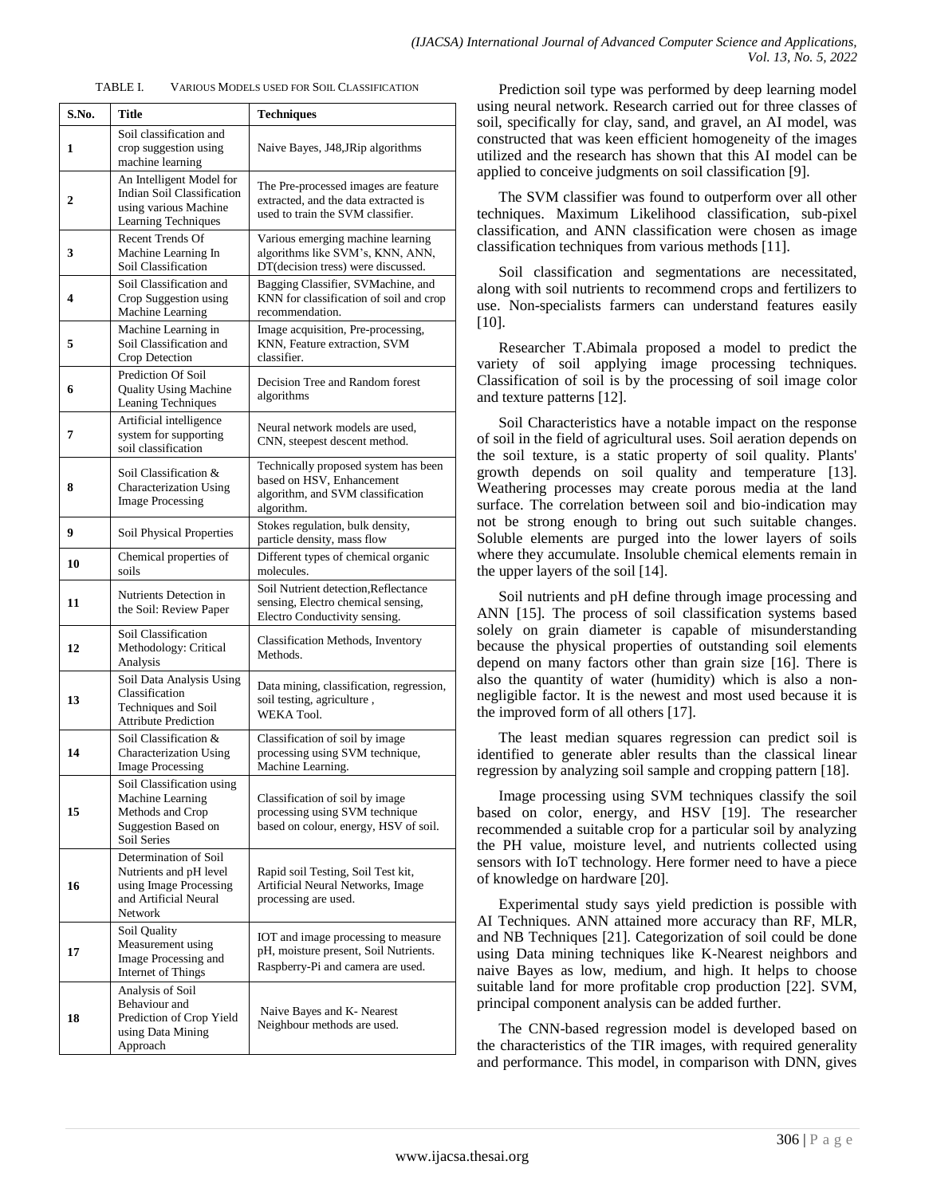TABLE I. VARIOUS MODELS USED FOR SOIL CLASSIFICATION

| S.No. | Title | Techniques |
|---|---|---|
| 1 | Soil classification and crop suggestion using machine learning | Naive Bayes, J48,JRip algorithms |
| 2 | An Intelligent Model for Indian Soil Classification using various Machine Learning Techniques | The Pre-processed images are feature extracted, and the data extracted is used to train the SVM classifier. |
| 3 | Recent Trends Of Machine Learning In Soil Classification | Various emerging machine learning algorithms like SVM's, KNN, ANN, DT(decision tress) were discussed. |
| 4 | Soil Classification and Crop Suggestion using Machine Learning | Bagging Classifier, SVMachine, and KNN for classification of soil and crop recommendation. |
| 5 | Machine Learning in Soil Classification and Crop Detection | Image acquisition, Pre-processing, KNN, Feature extraction, SVM classifier. |
| 6 | Prediction Of Soil Quality Using Machine Leaning Techniques | Decision Tree and Random forest algorithms |
| 7 | Artificial intelligence system for supporting soil classification | Neural network models are used, CNN, steepest descent method. |
| 8 | Soil Classification & Characterization Using Image Processing | Technically proposed system has been based on HSV, Enhancement algorithm, and SVM classification algorithm. |
| 9 | Soil Physical Properties | Stokes regulation, bulk density, particle density, mass flow |
| 10 | Chemical properties of soils | Different types of chemical organic molecules. |
| 11 | Nutrients Detection in the Soil: Review Paper | Soil Nutrient detection,Reflectance sensing, Electro chemical sensing, Electro Conductivity sensing. |
| 12 | Soil Classification Methodology: Critical Analysis | Classification Methods, Inventory Methods. |
| 13 | Soil Data Analysis Using Classification Techniques and Soil Attribute Prediction | Data mining, classification, regression, soil testing, agriculture , WEKA Tool. |
| 14 | Soil Classification & Characterization Using Image Processing | Classification of soil by image processing using SVM technique, Machine Learning. |
| 15 | Soil Classification using Machine Learning Methods and Crop Suggestion Based on Soil Series | Classification of soil by image processing using SVM technique based on colour, energy, HSV of soil. |
| 16 | Determination of Soil Nutrients and pH level using Image Processing and Artificial Neural Network | Rapid soil Testing, Soil Test kit, Artificial Neural Networks, Image processing are used. |
| 17 | Soil Quality Measurement using Image Processing and Internet of Things | IOT and image processing to measure pH, moisture present, Soil Nutrients. Raspberry-Pi and camera are used. |
| 18 | Analysis of Soil Behaviour and Prediction of Crop Yield using Data Mining Approach | Naive Bayes and K- Nearest Neighbour methods are used. |

Prediction soil type was performed by deep learning model using neural network. Research carried out for three classes of soil, specifically for clay, sand, and gravel, an AI model, was constructed that was keen efficient homogeneity of the images utilized and the research has shown that this AI model can be applied to conceive judgments on soil classification [9].

The SVM classifier was found to outperform over all other techniques. Maximum Likelihood classification, sub-pixel classification, and ANN classification were chosen as image classification techniques from various methods [11].

Soil classification and segmentations are necessitated, along with soil nutrients to recommend crops and fertilizers to use. Non-specialists farmers can understand features easily [10].

Researcher T.Abimala proposed a model to predict the variety of soil applying image processing techniques. Classification of soil is by the processing of soil image color and texture patterns [12].

Soil Characteristics have a notable impact on the response of soil in the field of agricultural uses. Soil aeration depends on the soil texture, is a static property of soil quality. Plants' growth depends on soil quality and temperature [13]. Weathering processes may create porous media at the land surface. The correlation between soil and bio-indication may not be strong enough to bring out such suitable changes. Soluble elements are purged into the lower layers of soils where they accumulate. Insoluble chemical elements remain in the upper layers of the soil [14].

Soil nutrients and pH define through image processing and ANN [15]. The process of soil classification systems based solely on grain diameter is capable of misunderstanding because the physical properties of outstanding soil elements depend on many factors other than grain size [16]. There is also the quantity of water (humidity) which is also a non-negligible factor. It is the newest and most used because it is the improved form of all others [17].

The least median squares regression can predict soil is identified to generate abler results than the classical linear regression by analyzing soil sample and cropping pattern [18].

Image processing using SVM techniques classify the soil based on color, energy, and HSV [19]. The researcher recommended a suitable crop for a particular soil by analyzing the PH value, moisture level, and nutrients collected using sensors with IoT technology. Here former need to have a piece of knowledge on hardware [20].

Experimental study says yield prediction is possible with AI Techniques. ANN attained more accuracy than RF, MLR, and NB Techniques [21]. Categorization of soil could be done using Data mining techniques like K-Nearest neighbors and naive Bayes as low, medium, and high. It helps to choose suitable land for more profitable crop production [22]. SVM, principal component analysis can be added further.

The CNN-based regression model is developed based on the characteristics of the TIR images, with required generality and performance. This model, in comparison with DNN, gives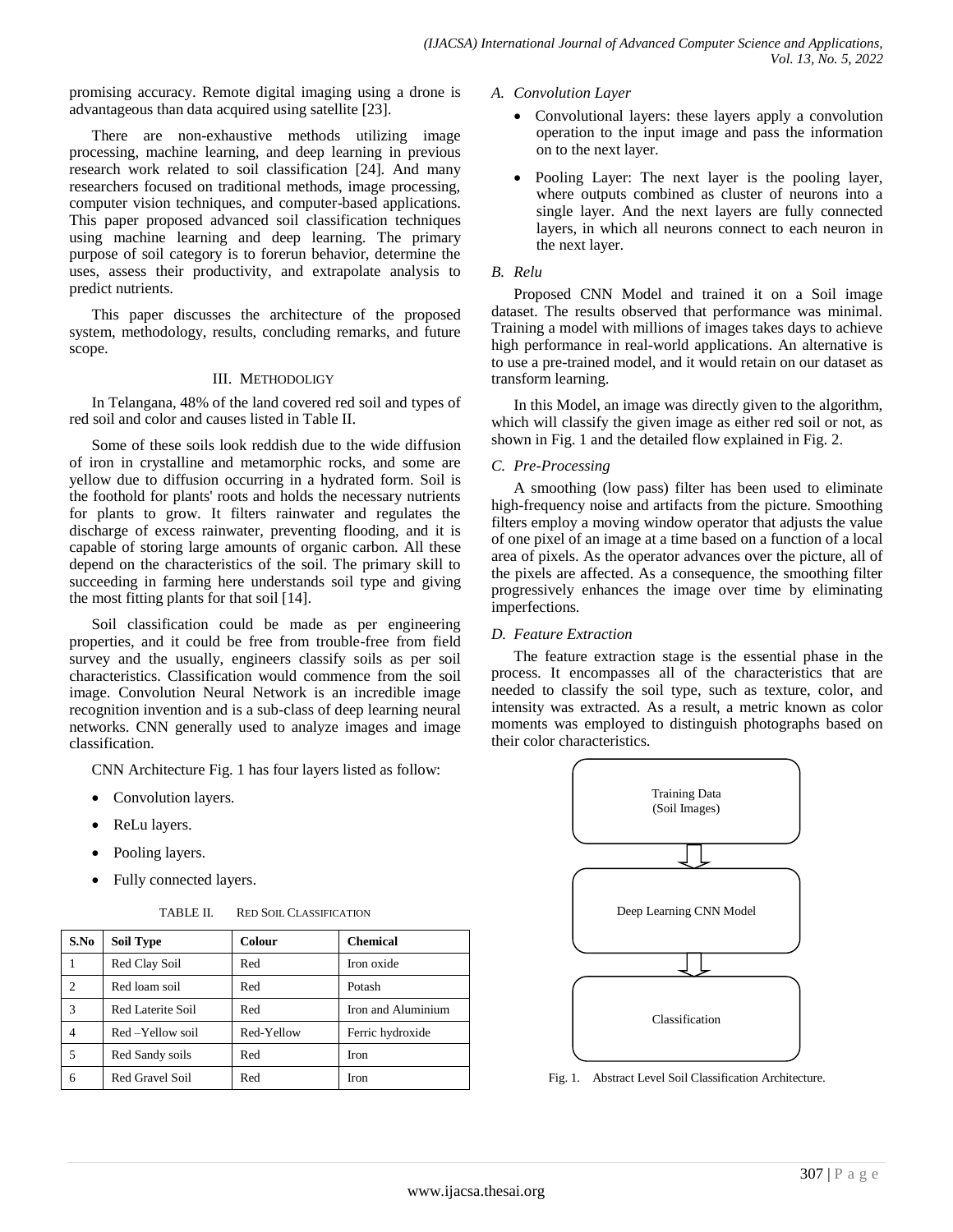promising accuracy. Remote digital imaging using a drone is advantageous than data acquired using satellite [23].

There are non-exhaustive methods utilizing image processing, machine learning, and deep learning in previous research work related to soil classification [24]. And many researchers focused on traditional methods, image processing, computer vision techniques, and computer-based applications. This paper proposed advanced soil classification techniques using machine learning and deep learning. The primary purpose of soil category is to forerun behavior, determine the uses, assess their productivity, and extrapolate analysis to predict nutrients.

This paper discusses the architecture of the proposed system, methodology, results, concluding remarks, and future scope.

## III. METHODOLIGY

In Telangana, 48% of the land covered red soil and types of red soil and color and causes listed in Table II.

Some of these soils look reddish due to the wide diffusion of iron in crystalline and metamorphic rocks, and some are yellow due to diffusion occurring in a hydrated form. Soil is the foothold for plants' roots and holds the necessary nutrients for plants to grow. It filters rainwater and regulates the discharge of excess rainwater, preventing flooding, and it is capable of storing large amounts of organic carbon. All these depend on the characteristics of the soil. The primary skill to succeeding in farming here understands soil type and giving the most fitting plants for that soil [14].

Soil classification could be made as per engineering properties, and it could be free from trouble-free from field survey and the usually, engineers classify soils as per soil characteristics. Classification would commence from the soil image. Convolution Neural Network is an incredible image recognition invention and is a sub-class of deep learning neural networks. CNN generally used to analyze images and image classification.

CNN Architecture Fig. 1 has four layers listed as follow:

- Convolution layers.
- ReLu layers.
- Pooling layers.
- Fully connected layers.

TABLE II. RED SOIL CLASSIFICATION

| S.No | Soil Type | Colour | Chemical |
|---|---|---|---|
| 1 | Red Clay Soil | Red | Iron oxide |
| 2 | Red loam soil | Red | Potash |
| 3 | Red Laterite Soil | Red | Iron and Aluminium |
| 4 | Red –Yellow soil | Red-Yellow | Ferric hydroxide |
| 5 | Red Sandy soils | Red | Iron |
| 6 | Red Gravel Soil | Red | Iron |

### A. Convolution Layer

- Convolutional layers: these layers apply a convolution operation to the input image and pass the information on to the next layer.
- Pooling Layer: The next layer is the pooling layer, where outputs combined as cluster of neurons into a single layer. And the next layers are fully connected layers, in which all neurons connect to each neuron in the next layer.

### B. Relu

Proposed CNN Model and trained it on a Soil image dataset. The results observed that performance was minimal. Training a model with millions of images takes days to achieve high performance in real-world applications. An alternative is to use a pre-trained model, and it would retain on our dataset as transform learning.

In this Model, an image was directly given to the algorithm, which will classify the given image as either red soil or not, as shown in Fig. 1 and the detailed flow explained in Fig. 2.

### C. Pre-Processing

A smoothing (low pass) filter has been used to eliminate high-frequency noise and artifacts from the picture. Smoothing filters employ a moving window operator that adjusts the value of one pixel of an image at a time based on a function of a local area of pixels. As the operator advances over the picture, all of the pixels are affected. As a consequence, the smoothing filter progressively enhances the image over time by eliminating imperfections.

### D. Feature Extraction

The feature extraction stage is the essential phase in the process. It encompasses all of the characteristics that are needed to classify the soil type, such as texture, color, and intensity was extracted. As a result, a metric known as color moments was employed to distinguish photographs based on their color characteristics.

Training Data (Soil Images) → Deep Learning CNN Model → Classification

Fig. 1. Abstract Level Soil Classification Architecture.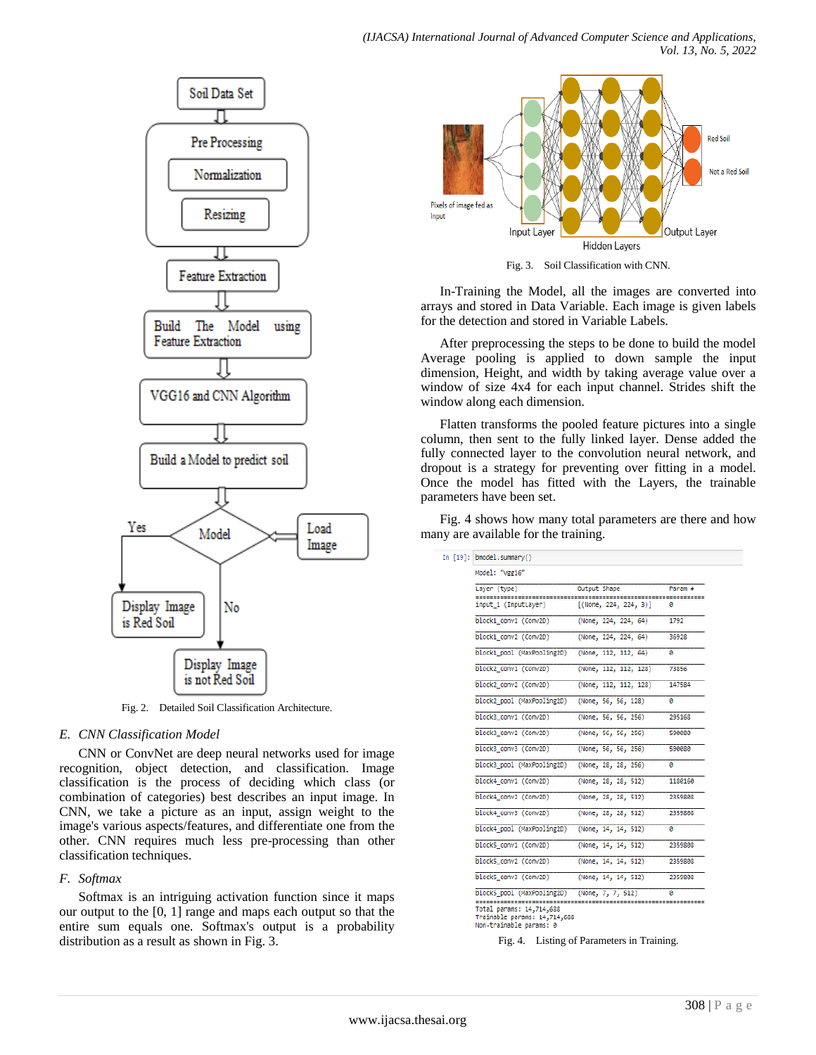Fig. 2. Detailed Soil Classification Architecture.

### E. CNN Classification Model

CNN or ConvNet are deep neural networks used for image recognition, object detection, and classification. Image classification is the process of deciding which class (or combination of categories) best describes an input image. In CNN, we take a picture as an input, assign weight to the image's various aspects/features, and differentiate one from the other. CNN requires much less pre-processing than other classification techniques.

### F. Softmax

Softmax is an intriguing activation function since it maps our output to the [0, 1] range and maps each output so that the entire sum equals one. Softmax's output is a probability distribution as a result as shown in Fig. 3.

Fig. 3. Soil Classification with CNN.

In-Training the Model, all the images are converted into arrays and stored in Data Variable. Each image is given labels for the detection and stored in Variable Labels.

After preprocessing the steps to be done to build the model Average pooling is applied to down sample the input dimension, Height, and width by taking average value over a window of size 4x4 for each input channel. Strides shift the window along each dimension.

Flatten transforms the pooled feature pictures into a single column, then sent to the fully linked layer. Dense added the fully connected layer to the convolution neural network, and dropout is a strategy for preventing over fitting in a model. Once the model has fitted with the Layers, the trainable parameters have been set.

Fig. 4 shows how many total parameters are there and how many are available for the training.

```
In [19]: bmodel.summary()

Model: "vgg16"
_________________________________________________________________
Layer (type)                 Output Shape              Param #
=================================================================
input_1 (InputLayer)         [(None, 224, 224, 3)]     0
_________________________________________________________________
block1_conv1 (Conv2D)        (None, 224, 224, 64)      1792
_________________________________________________________________
block1_conv2 (Conv2D)        (None, 224, 224, 64)      36928
_________________________________________________________________
block1_pool (MaxPooling2D)   (None, 112, 112, 64)      0
_________________________________________________________________
block2_conv1 (Conv2D)        (None, 112, 112, 128)     73856
_________________________________________________________________
block2_conv2 (Conv2D)        (None, 112, 112, 128)     147584
_________________________________________________________________
block2_pool (MaxPooling2D)   (None, 56, 56, 128)       0
_________________________________________________________________
block3_conv1 (Conv2D)        (None, 56, 56, 256)       295168
_________________________________________________________________
block3_conv2 (Conv2D)        (None, 56, 56, 256)       590080
_________________________________________________________________
block3_conv3 (Conv2D)        (None, 56, 56, 256)       590080
_________________________________________________________________
block3_pool (MaxPooling2D)   (None, 28, 28, 256)       0
_________________________________________________________________
block4_conv1 (Conv2D)        (None, 28, 28, 512)       1180160
_________________________________________________________________
block4_conv2 (Conv2D)        (None, 28, 28, 512)       2359808
_________________________________________________________________
block4_conv3 (Conv2D)        (None, 28, 28, 512)       2359808
_________________________________________________________________
block4_pool (MaxPooling2D)   (None, 14, 14, 512)       0
_________________________________________________________________
block5_conv1 (Conv2D)        (None, 14, 14, 512)       2359808
_________________________________________________________________
block5_conv2 (Conv2D)        (None, 14, 14, 512)       2359808
_________________________________________________________________
block5_conv3 (Conv2D)        (None, 14, 14, 512)       2359808
_________________________________________________________________
block5_pool (MaxPooling2D)   (None, 7, 7, 512)         0
=================================================================
Total params: 14,714,688
Trainable params: 14,714,688
Non-trainable params: 0
```

Fig. 4. Listing of Parameters in Training.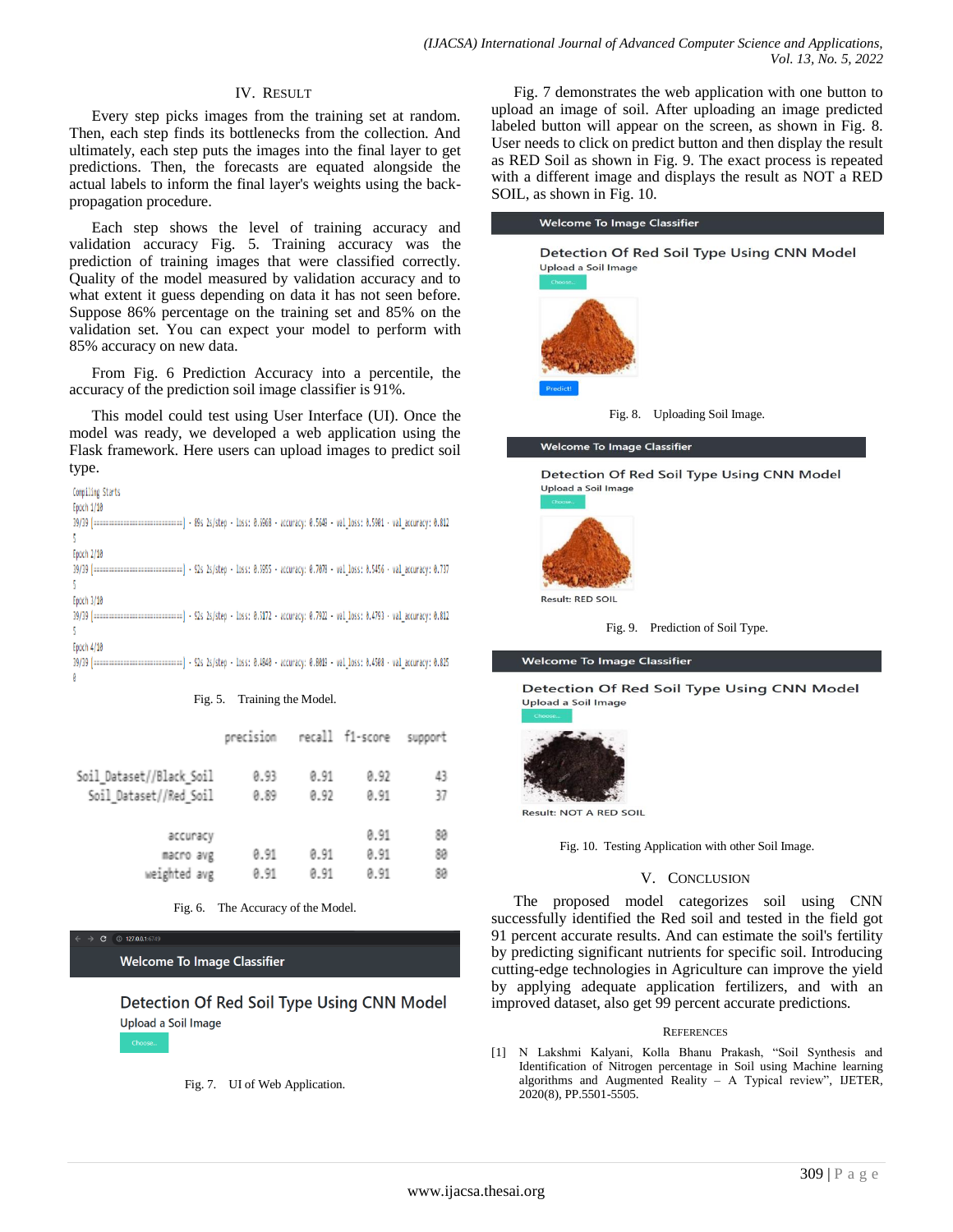## IV. Result

Every step picks images from the training set at random. Then, each step finds its bottlenecks from the collection. And ultimately, each step puts the images into the final layer to get predictions. Then, the forecasts are equated alongside the actual labels to inform the final layer's weights using the back-propagation procedure.

Each step shows the level of training accuracy and validation accuracy Fig. 5. Training accuracy was the prediction of training images that were classified correctly. Quality of the model measured by validation accuracy and to what extent it guess depending on data it has not seen before. Suppose 86% percentage on the training set and 85% on the validation set. You can expect your model to perform with 85% accuracy on new data.

From Fig. 6 Prediction Accuracy into a percentile, the accuracy of the prediction soil image classifier is 91%.

This model could test using User Interface (UI). Once the model was ready, we developed a web application using the Flask framework. Here users can upload images to predict soil type.

```
Compiling Starts
Epoch 1/10
39/39 [==============================] - 89s 2s/step - loss: 0.5608 - accuracy: 0.5649 - val_loss: 0.5901 - val_accuracy: 0.812
5
Epoch 2/10
39/39 [==============================] - 52s 2s/step - loss: 0.3955 - accuracy: 0.7078 - val_loss: 0.5456 - val_accuracy: 0.737
5
Epoch 3/10
39/39 [==============================] - 52s 2s/step - loss: 0.3172 - accuracy: 0.7922 - val_loss: 0.4793 - val_accuracy: 0.812
5
Epoch 4/10
39/39 [==============================] - 52s 2s/step - loss: 0.4840 - accuracy: 0.8019 - val_loss: 0.4500 - val_accuracy: 0.825
0
```

Fig. 5. Training the Model.

| | precision | recall | f1-score | support |
|---|---|---|---|---|
| Soil_Dataset//Black_Soil | 0.93 | 0.91 | 0.92 | 43 |
| Soil_Dataset//Red_Soil | 0.89 | 0.92 | 0.91 | 37 |
| accuracy | | | 0.91 | 80 |
| macro avg | 0.91 | 0.91 | 0.91 | 80 |
| weighted avg | 0.91 | 0.91 | 0.91 | 80 |

Fig. 6. The Accuracy of the Model.

Fig. 7. UI of Web Application.

Fig. 7 demonstrates the web application with one button to upload an image of soil. After uploading an image predicted labeled button will appear on the screen, as shown in Fig. 8. User needs to click on predict button and then display the result as RED Soil as shown in Fig. 9. The exact process is repeated with a different image and displays the result as NOT a RED SOIL, as shown in Fig. 10.

Fig. 8. Uploading Soil Image.

Fig. 9. Prediction of Soil Type.

Fig. 10. Testing Application with other Soil Image.

## V. Conclusion

The proposed model categorizes soil using CNN successfully identified the Red soil and tested in the field got 91 percent accurate results. And can estimate the soil's fertility by predicting significant nutrients for specific soil. Introducing cutting-edge technologies in Agriculture can improve the yield by applying adequate application fertilizers, and with an improved dataset, also get 99 percent accurate predictions.

## References

[1] N Lakshmi Kalyani, Kolla Bhanu Prakash, "Soil Synthesis and Identification of Nitrogen percentage in Soil using Machine learning algorithms and Augmented Reality – A Typical review", IJETER, 2020(8), PP.5501-5505.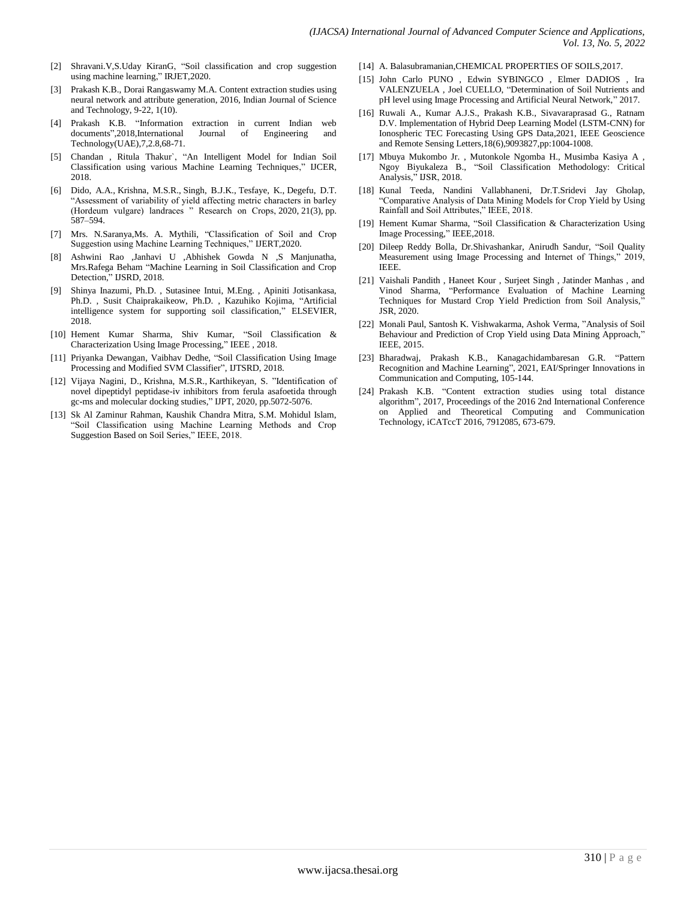[2] Shravani.V,S.Uday KiranG, "Soil classification and crop suggestion using machine learning," IRJET,2020.

[3] Prakash K.B., Dorai Rangaswamy M.A. Content extraction studies using neural network and attribute generation, 2016, Indian Journal of Science and Technology, 9-22, 1(10).

[4] Prakash K.B. "Information extraction in current Indian web documents",2018,International Journal of Engineering and Technology(UAE),7,2.8,68-71.

[5] Chandan , Ritula Thakur`, "An Intelligent Model for Indian Soil Classification using various Machine Learning Techniques," IJCER, 2018.

[6] Dido, A.A., Krishna, M.S.R., Singh, B.J.K., Tesfaye, K., Degefu, D.T. "Assessment of variability of yield affecting metric characters in barley (Hordeum vulgare) landraces " Research on Crops, 2020, 21(3), pp. 587–594.

[7] Mrs. N.Saranya,Ms. A. Mythili, "Classification of Soil and Crop Suggestion using Machine Learning Techniques," IJERT,2020.

[8] Ashwini Rao ,Janhavi U ,Abhishek Gowda N ,S Manjunatha, Mrs.Rafega Beham "Machine Learning in Soil Classification and Crop Detection," IJSRD, 2018.

[9] Shinya Inazumi, Ph.D. , Sutasinee Intui, M.Eng. , Apiniti Jotisankasa, Ph.D. , Susit Chaiprakaikeow, Ph.D. , Kazuhiko Kojima, "Artificial intelligence system for supporting soil classification," ELSEVIER, 2018.

[10] Hement Kumar Sharma, Shiv Kumar, "Soil Classification & Characterization Using Image Processing," IEEE , 2018.

[11] Priyanka Dewangan, Vaibhav Dedhe, "Soil Classification Using Image Processing and Modified SVM Classifier", IJTSRD, 2018.

[12] Vijaya Nagini, D., Krishna, M.S.R., Karthikeyan, S. "Identification of novel dipeptidyl peptidase-iv inhibitors from ferula asafoetida through gc-ms and molecular docking studies," IJPT, 2020, pp.5072-5076.

[13] Sk Al Zaminur Rahman, Kaushik Chandra Mitra, S.M. Mohidul Islam, "Soil Classification using Machine Learning Methods and Crop Suggestion Based on Soil Series," IEEE, 2018.

[14] A. Balasubramanian,CHEMICAL PROPERTIES OF SOILS,2017.

[15] John Carlo PUNO , Edwin SYBINGCO , Elmer DADIOS , Ira VALENZUELA , Joel CUELLO, "Determination of Soil Nutrients and pH level using Image Processing and Artificial Neural Network," 2017.

[16] Ruwali A., Kumar A.J.S., Prakash K.B., Sivavaraprasad G., Ratnam D.V. Implementation of Hybrid Deep Learning Model (LSTM-CNN) for Ionospheric TEC Forecasting Using GPS Data,2021, IEEE Geoscience and Remote Sensing Letters,18(6),9093827,pp:1004-1008.

[17] Mbuya Mukombo Jr. , Mutonkole Ngomba H., Musimba Kasiya A , Ngoy Biyukaleza B., "Soil Classification Methodology: Critical Analysis," IJSR, 2018.

[18] Kunal Teeda, Nandini Vallabhaneni, Dr.T.Sridevi Jay Gholap, "Comparative Analysis of Data Mining Models for Crop Yield by Using Rainfall and Soil Attributes," IEEE, 2018.

[19] Hement Kumar Sharma, "Soil Classification & Characterization Using Image Processing," IEEE,2018.

[20] Dileep Reddy Bolla, Dr.Shivashankar, Anirudh Sandur, "Soil Quality Measurement using Image Processing and Internet of Things," 2019, IEEE.

[21] Vaishali Pandith , Haneet Kour , Surjeet Singh , Jatinder Manhas , and Vinod Sharma, "Performance Evaluation of Machine Learning Techniques for Mustard Crop Yield Prediction from Soil Analysis," JSR, 2020.

[22] Monali Paul, Santosh K. Vishwakarma, Ashok Verma, "Analysis of Soil Behaviour and Prediction of Crop Yield using Data Mining Approach," IEEE, 2015.

[23] Bharadwaj, Prakash K.B., Kanagachidambaresan G.R. "Pattern Recognition and Machine Learning", 2021, EAI/Springer Innovations in Communication and Computing, 105-144.

[24] Prakash K.B. "Content extraction studies using total distance algorithm", 2017, Proceedings of the 2016 2nd International Conference on Applied and Theoretical Computing and Communication Technology, iCATccT 2016, 7912085, 673-679.